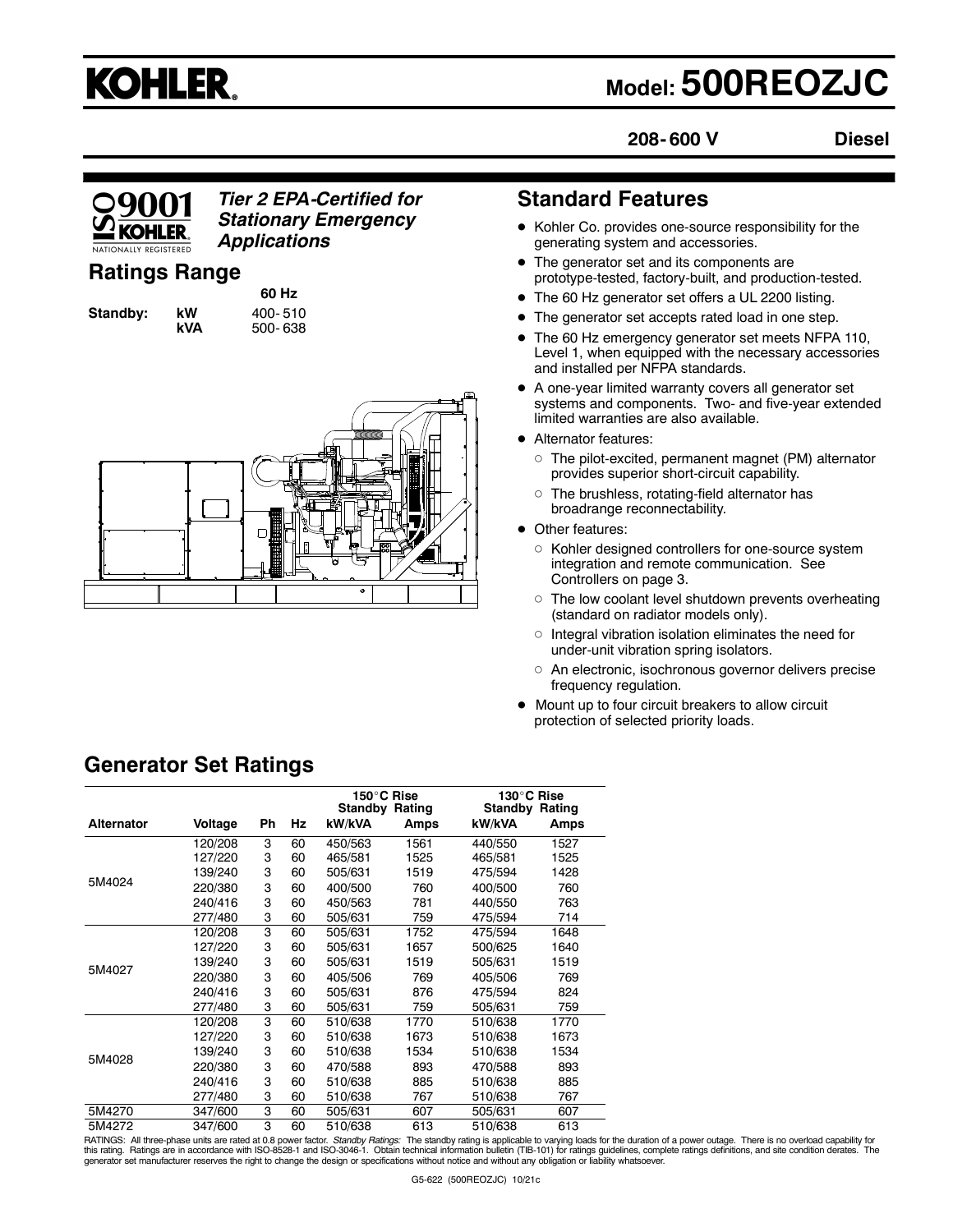# KOHLER

## Model: 500REOZJC

**208-600 V** **Diesel**

*Tier 2 EPA-Certified for Stationary Emergency Applications*

## Ratings Range

| | | 60 Hz |
|---|---|---|
| Standby: | kW | 400-510 |
| | kVA | 500-638 |

## Standard Features

- Kohler Co. provides one-source responsibility for the generating system and accessories.
- The generator set and its components are prototype-tested, factory-built, and production-tested.
- The 60 Hz generator set offers a UL 2200 listing.
- The generator set accepts rated load in one step.
- The 60 Hz emergency generator set meets NFPA 110, Level 1, when equipped with the necessary accessories and installed per NFPA standards.
- A one-year limited warranty covers all generator set systems and components. Two- and five-year extended limited warranties are also available.
- Alternator features:
  - The pilot-excited, permanent magnet (PM) alternator provides superior short-circuit capability.
  - The brushless, rotating-field alternator has broadrange reconnectability.
- Other features:
  - Kohler designed controllers for one-source system integration and remote communication. See Controllers on page 3.
  - The low coolant level shutdown prevents overheating (standard on radiator models only).
  - Integral vibration isolation eliminates the need for under-unit vibration spring isolators.
  - An electronic, isochronous governor delivers precise frequency regulation.
- Mount up to four circuit breakers to allow circuit protection of selected priority loads.

## Generator Set Ratings

| | | | | 150°C Rise Standby Rating | | 130°C Rise Standby Rating | |
|---|---|---|---|---|---|---|---|
| Alternator | Voltage | Ph | Hz | kW/kVA | Amps | kW/kVA | Amps |
| 5M4024 | 120/208 | 3 | 60 | 450/563 | 1561 | 440/550 | 1527 |
| | 127/220 | 3 | 60 | 465/581 | 1525 | 465/581 | 1525 |
| | 139/240 | 3 | 60 | 505/631 | 1519 | 475/594 | 1428 |
| | 220/380 | 3 | 60 | 400/500 | 760 | 400/500 | 760 |
| | 240/416 | 3 | 60 | 450/563 | 781 | 440/550 | 763 |
| | 277/480 | 3 | 60 | 505/631 | 759 | 475/594 | 714 |
| 5M4027 | 120/208 | 3 | 60 | 505/631 | 1752 | 475/594 | 1648 |
| | 127/220 | 3 | 60 | 505/631 | 1657 | 500/625 | 1640 |
| | 139/240 | 3 | 60 | 505/631 | 1519 | 505/631 | 1519 |
| | 220/380 | 3 | 60 | 405/506 | 769 | 405/506 | 769 |
| | 240/416 | 3 | 60 | 505/631 | 876 | 475/594 | 824 |
| | 277/480 | 3 | 60 | 505/631 | 759 | 505/631 | 759 |
| 5M4028 | 120/208 | 3 | 60 | 510/638 | 1770 | 510/638 | 1770 |
| | 127/220 | 3 | 60 | 510/638 | 1673 | 510/638 | 1673 |
| | 139/240 | 3 | 60 | 510/638 | 1534 | 510/638 | 1534 |
| | 220/380 | 3 | 60 | 470/588 | 893 | 470/588 | 893 |
| | 240/416 | 3 | 60 | 510/638 | 885 | 510/638 | 885 |
| | 277/480 | 3 | 60 | 510/638 | 767 | 510/638 | 767 |
| 5M4270 | 347/600 | 3 | 60 | 505/631 | 607 | 505/631 | 607 |
| 5M4272 | 347/600 | 3 | 60 | 510/638 | 613 | 510/638 | 613 |

RATINGS: All three-phase units are rated at 0.8 power factor. *Standby Ratings:* The standby rating is applicable to varying loads for the duration of a power outage. There is no overload capability for this rating. Ratings are in accordance with ISO-8528-1 and ISO-3046-1. Obtain technical information bulletin (TIB-101) for ratings guidelines, complete ratings definitions, and site condition derates. The generator set manufacturer reserves the right to change the design or specifications without notice and without any obligation or liability whatsoever.

G5-622 (500REOZJC) 10/21c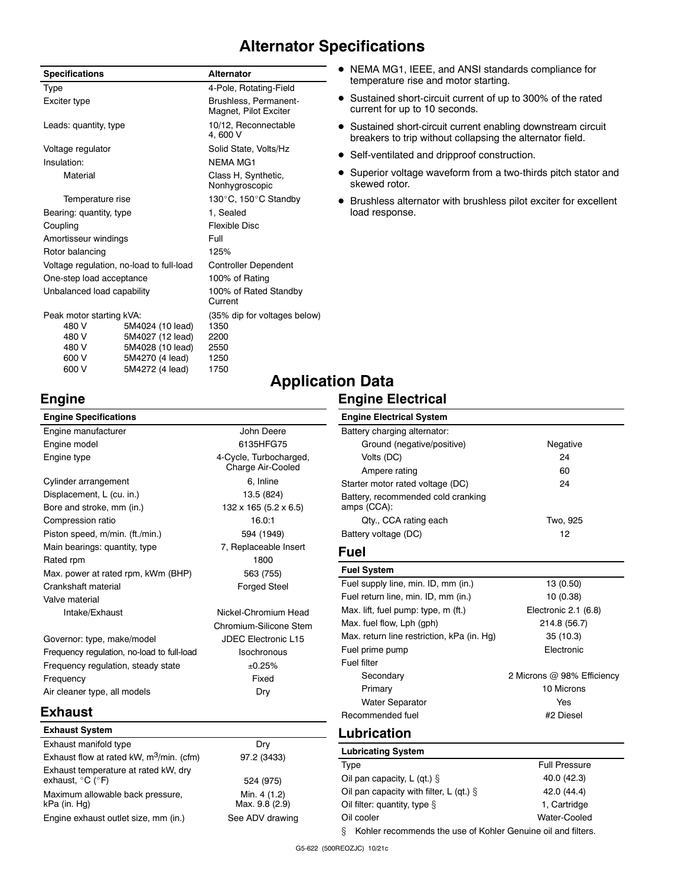# Alternator Specifications

| Specifications | | Alternator |
|---|---|---|
| Type | | 4-Pole, Rotating-Field |
| Exciter type | | Brushless, Permanent-Magnet, Pilot Exciter |
| Leads: quantity, type | | 10/12, Reconnectable 4, 600 V |
| Voltage regulator | | Solid State, Volts/Hz |
| Insulation: | | NEMA MG1 |
| Material | | Class H, Synthetic, Nonhygroscopic |
| Temperature rise | | 130°C, 150°C Standby |
| Bearing: quantity, type | | 1, Sealed |
| Coupling | | Flexible Disc |
| Amortisseur windings | | Full |
| Rotor balancing | | 125% |
| Voltage regulation, no-load to full-load | | Controller Dependent |
| One-step load acceptance | | 100% of Rating |
| Unbalanced load capability | | 100% of Rated Standby Current |
| Peak motor starting kVA: | | (35% dip for voltages below) |
| 480 V | 5M4024 (10 lead) | 1350 |
| 480 V | 5M4027 (12 lead) | 2200 |
| 480 V | 5M4028 (10 lead) | 2550 |
| 600 V | 5M4270 (4 lead) | 1250 |
| 600 V | 5M4272 (4 lead) | 1750 |

- NEMA MG1, IEEE, and ANSI standards compliance for temperature rise and motor starting.
- Sustained short-circuit current of up to 300% of the rated current for up to 10 seconds.
- Sustained short-circuit current enabling downstream circuit breakers to trip without collapsing the alternator field.
- Self-ventilated and dripproof construction.
- Superior voltage waveform from a two-thirds pitch stator and skewed rotor.
- Brushless alternator with brushless pilot exciter for excellent load response.

# Application Data

## Engine

| Engine Specifications | |
|---|---|
| Engine manufacturer | John Deere |
| Engine model | 6135HFG75 |
| Engine type | 4-Cycle, Turbocharged, Charge Air-Cooled |
| Cylinder arrangement | 6, Inline |
| Displacement, L (cu. in.) | 13.5 (824) |
| Bore and stroke, mm (in.) | 132 x 165 (5.2 x 6.5) |
| Compression ratio | 16.0:1 |
| Piston speed, m/min. (ft./min.) | 594 (1949) |
| Main bearings: quantity, type | 7, Replaceable Insert |
| Rated rpm | 1800 |
| Max. power at rated rpm, kWm (BHP) | 563 (755) |
| Crankshaft material | Forged Steel |
| Valve material | |
| Intake/Exhaust | Nickel-Chromium Head |
| | Chromium-Silicone Stem |
| Governor: type, make/model | JDEC Electronic L15 |
| Frequency regulation, no-load to full-load | Isochronous |
| Frequency regulation, steady state | ±0.25% |
| Frequency | Fixed |
| Air cleaner type, all models | Dry |

## Exhaust

| Exhaust System | |
|---|---|
| Exhaust manifold type | Dry |
| Exhaust flow at rated kW, $m^3$/min. (cfm) | 97.2 (3433) |
| Exhaust temperature at rated kW, dry exhaust, °C (°F) | 524 (975) |
| Maximum allowable back pressure, kPa (in. Hg) | Min. 4 (1.2) Max. 9.8 (2.9) |
| Engine exhaust outlet size, mm (in.) | See ADV drawing |

## Engine Electrical

| Engine Electrical System | |
|---|---|
| Battery charging alternator: | |
| Ground (negative/positive) | Negative |
| Volts (DC) | 24 |
| Ampere rating | 60 |
| Starter motor rated voltage (DC) | 24 |
| Battery, recommended cold cranking amps (CCA): | |
| Qty., CCA rating each | Two, 925 |
| Battery voltage (DC) | 12 |

## Fuel

| Fuel System | |
|---|---|
| Fuel supply line, min. ID, mm (in.) | 13 (0.50) |
| Fuel return line, min. ID, mm (in.) | 10 (0.38) |
| Max. lift, fuel pump: type, m (ft.) | Electronic 2.1 (6.8) |
| Max. fuel flow, Lph (gph) | 214.8 (56.7) |
| Max. return line restriction, kPa (in. Hg) | 35 (10.3) |
| Fuel prime pump | Electronic |
| Fuel filter | |
| Secondary | 2 Microns @ 98% Efficiency |
| Primary | 10 Microns |
| Water Separator | Yes |
| Recommended fuel | #2 Diesel |

## Lubrication

| Lubricating System | |
|---|---|
| Type | Full Pressure |
| Oil pan capacity, L (qt.) § | 40.0 (42.3) |
| Oil pan capacity with filter, L (qt.) § | 42.0 (44.4) |
| Oil filter: quantity, type § | 1, Cartridge |
| Oil cooler | Water-Cooled |

§ Kohler recommends the use of Kohler Genuine oil and filters.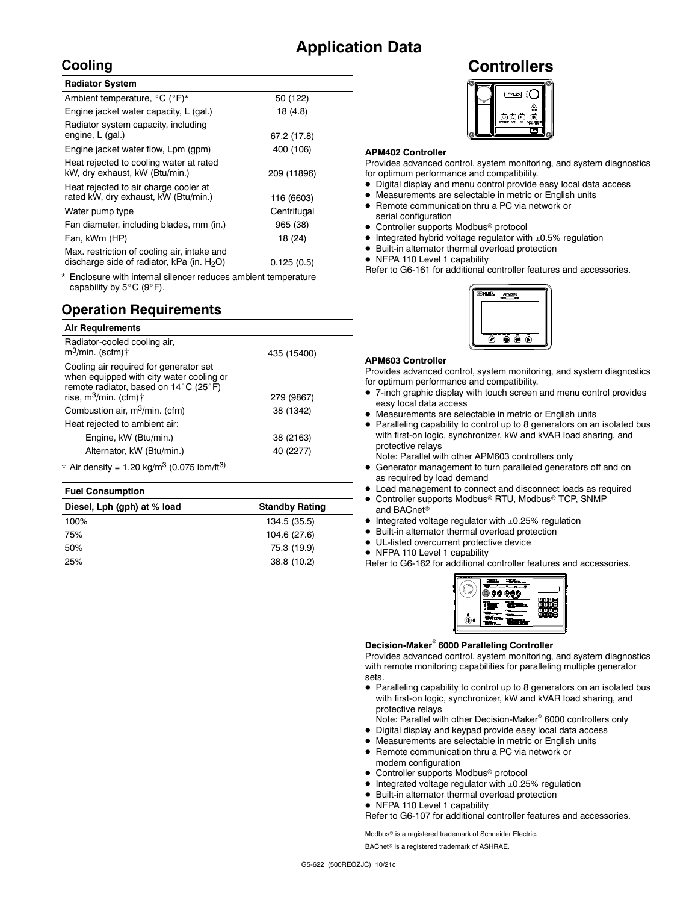# Application Data

## Cooling

| Radiator System | |
|---|---|
| Ambient temperature, °C (°F)* | 50 (122) |
| Engine jacket water capacity, L (gal.) | 18 (4.8) |
| Radiator system capacity, including engine, L (gal.) | 67.2 (17.8) |
| Engine jacket water flow, Lpm (gpm) | 400 (106) |
| Heat rejected to cooling water at rated kW, dry exhaust, kW (Btu/min.) | 209 (11896) |
| Heat rejected to air charge cooler at rated kW, dry exhaust, kW (Btu/min.) | 116 (6603) |
| Water pump type | Centrifugal |
| Fan diameter, including blades, mm (in.) | 965 (38) |
| Fan, kWm (HP) | 18 (24) |
| Max. restriction of cooling air, intake and discharge side of radiator, kPa (in. $H_2O$) | 0.125 (0.5) |

\* Enclosure with internal silencer reduces ambient temperature capability by 5°C (9°F).

## Operation Requirements

| Air Requirements | |
|---|---|
| Radiator-cooled cooling air, $m^3$/min. (scfm)† | 435 (15400) |
| Cooling air required for generator set when equipped with city water cooling or remote radiator, based on 14°C (25°F) rise, $m^3$/min. (cfm)† | 279 (9867) |
| Combustion air, $m^3$/min. (cfm) | 38 (1342) |
| Heat rejected to ambient air: | |
| Engine, kW (Btu/min.) | 38 (2163) |
| Alternator, kW (Btu/min.) | 40 (2277) |

† Air density = 1.20 kg/$m^3$ (0.075 lbm/$ft^3$)

| Fuel Consumption | |
|---|---|
| **Diesel, Lph (gph) at % load** | **Standby Rating** |
| 100% | 134.5 (35.5) |
| 75% | 104.6 (27.6) |
| 50% | 75.3 (19.9) |
| 25% | 38.8 (10.2) |

# Controllers

### APM402 Controller

Provides advanced control, system monitoring, and system diagnostics for optimum performance and compatibility.

- Digital display and menu control provide easy local data access
- Measurements are selectable in metric or English units
- Remote communication thru a PC via network or serial configuration
- Controller supports Modbus® protocol
- Integrated hybrid voltage regulator with ±0.5% regulation
- Built-in alternator thermal overload protection
- NFPA 110 Level 1 capability

Refer to G6-161 for additional controller features and accessories.

### APM603 Controller

Provides advanced control, system monitoring, and system diagnostics for optimum performance and compatibility.

- 7-inch graphic display with touch screen and menu control provides easy local data access
- Measurements are selectable in metric or English units
- Paralleling capability to control up to 8 generators on an isolated bus with first-on logic, synchronizer, kW and kVAR load sharing, and protective relays
  Note: Parallel with other APM603 controllers only
- Generator management to turn paralleled generators off and on as required by load demand
- Load management to connect and disconnect loads as required
- Controller supports Modbus® RTU, Modbus® TCP, SNMP and BACnet®
- Integrated voltage regulator with ±0.25% regulation
- Built-in alternator thermal overload protection
- UL-listed overcurrent protective device
- NFPA 110 Level 1 capability

Refer to G6-162 for additional controller features and accessories.

### Decision-Maker® 6000 Paralleling Controller

Provides advanced control, system monitoring, and system diagnostics with remote monitoring capabilities for paralleling multiple generator sets.

- Paralleling capability to control up to 8 generators on an isolated bus with first-on logic, synchronizer, kW and kVAR load sharing, and protective relays
  Note: Parallel with other Decision-Maker® 6000 controllers only
- Digital display and keypad provide easy local data access
- Measurements are selectable in metric or English units
- Remote communication thru a PC via network or modem configuration
- Controller supports Modbus® protocol
- Integrated voltage regulator with ±0.25% regulation
- Built-in alternator thermal overload protection
- NFPA 110 Level 1 capability

Refer to G6-107 for additional controller features and accessories.

Modbus® is a registered trademark of Schneider Electric.

BACnet® is a registered trademark of ASHRAE.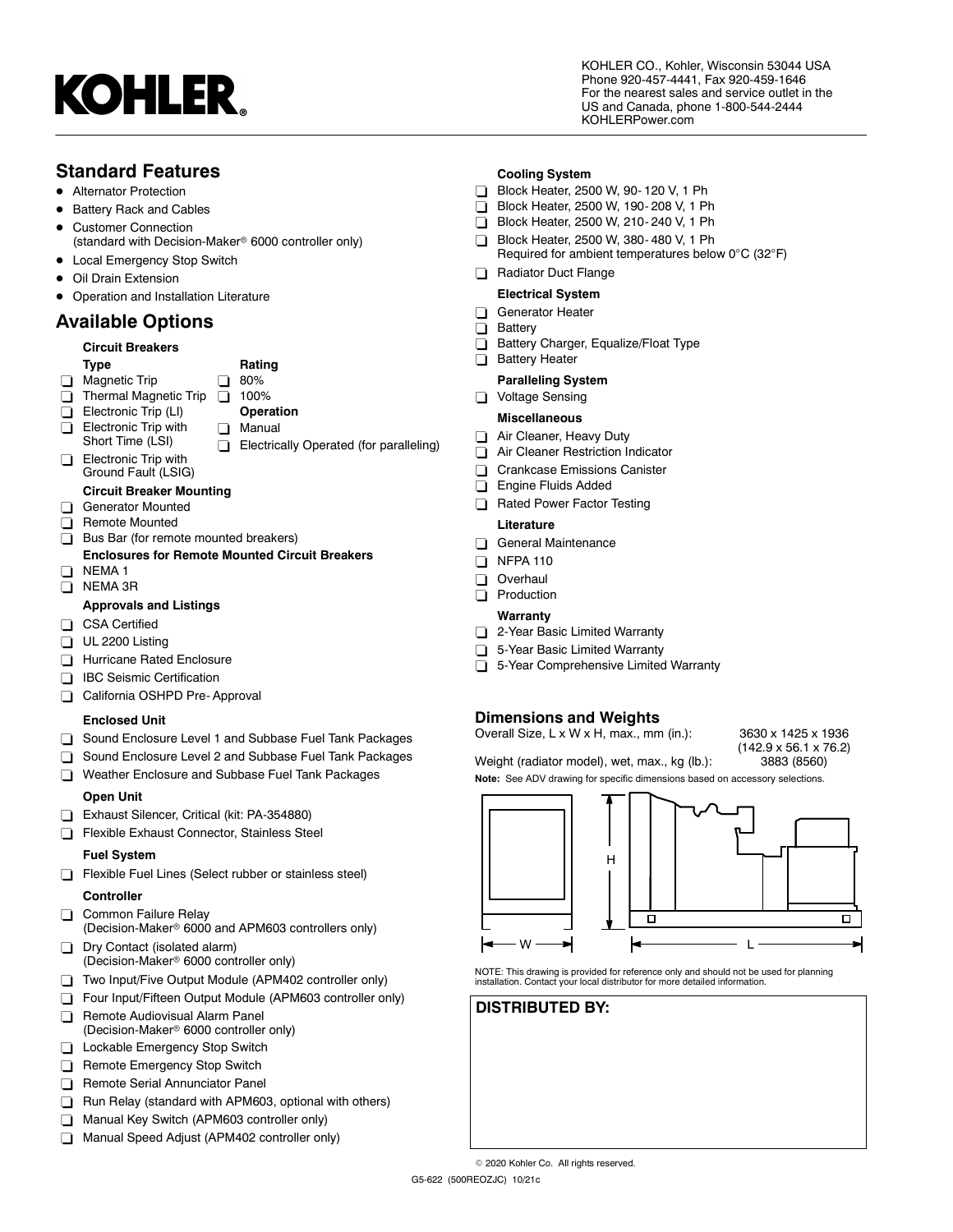KOHLER CO., Kohler, Wisconsin 53044 USA
Phone 920-457-4441, Fax 920-459-1646
For the nearest sales and service outlet in the US and Canada, phone 1-800-544-2444
KOHLERPower.com

## Standard Features

- Alternator Protection
- Battery Rack and Cables
- Customer Connection (standard with Decision-Maker® 6000 controller only)
- Local Emergency Stop Switch
- Oil Drain Extension
- Operation and Installation Literature

## Available Options

### Circuit Breakers

**Type**

- ❑ Magnetic Trip
- ❑ Thermal Magnetic Trip
- ❑ Electronic Trip (LI)
- ❑ Electronic Trip with Short Time (LSI)
- ❑ Electronic Trip with Ground Fault (LSIG)

**Rating**

- ❑ 80%
- ❑ 100%

**Operation**

- ❑ Manual
- ❑ Electrically Operated (for paralleling)

### Circuit Breaker Mounting

- ❑ Generator Mounted
- ❑ Remote Mounted
- ❑ Bus Bar (for remote mounted breakers)

### Enclosures for Remote Mounted Circuit Breakers

- ❑ NEMA 1
- ❑ NEMA 3R

### Approvals and Listings

- ❑ CSA Certified
- ❑ UL 2200 Listing
- ❑ Hurricane Rated Enclosure
- ❑ IBC Seismic Certification
- ❑ California OSHPD Pre- Approval

### Enclosed Unit

- ❑ Sound Enclosure Level 1 and Subbase Fuel Tank Packages
- ❑ Sound Enclosure Level 2 and Subbase Fuel Tank Packages
- ❑ Weather Enclosure and Subbase Fuel Tank Packages

### Open Unit

- ❑ Exhaust Silencer, Critical (kit: PA-354880)
- ❑ Flexible Exhaust Connector, Stainless Steel

### Fuel System

- ❑ Flexible Fuel Lines (Select rubber or stainless steel)

### Controller

- ❑ Common Failure Relay (Decision-Maker® 6000 and APM603 controllers only)
- ❑ Dry Contact (isolated alarm) (Decision-Maker® 6000 controller only)
- ❑ Two Input/Five Output Module (APM402 controller only)
- ❑ Four Input/Fifteen Output Module (APM603 controller only)
- ❑ Remote Audiovisual Alarm Panel (Decision-Maker® 6000 controller only)
- ❑ Lockable Emergency Stop Switch
- ❑ Remote Emergency Stop Switch
- ❑ Remote Serial Annunciator Panel
- ❑ Run Relay (standard with APM603, optional with others)
- ❑ Manual Key Switch (APM603 controller only)
- ❑ Manual Speed Adjust (APM402 controller only)

### Cooling System

- ❑ Block Heater, 2500 W, 90- 120 V, 1 Ph
- ❑ Block Heater, 2500 W, 190- 208 V, 1 Ph
- ❑ Block Heater, 2500 W, 210- 240 V, 1 Ph
- ❑ Block Heater, 2500 W, 380- 480 V, 1 Ph
  Required for ambient temperatures below 0°C (32°F)
- ❑ Radiator Duct Flange

### Electrical System

- ❑ Generator Heater
- ❑ Battery
- ❑ Battery Charger, Equalize/Float Type
- ❑ Battery Heater

### Paralleling System

- ❑ Voltage Sensing

### Miscellaneous

- ❑ Air Cleaner, Heavy Duty
- ❑ Air Cleaner Restriction Indicator
- ❑ Crankcase Emissions Canister
- ❑ Engine Fluids Added
- ❑ Rated Power Factor Testing

### Literature

- ❑ General Maintenance
- ❑ NFPA 110
- ❑ Overhaul
- ❑ Production

### Warranty

- ❑ 2-Year Basic Limited Warranty
- ❑ 5-Year Basic Limited Warranty
- ❑ 5-Year Comprehensive Limited Warranty

## Dimensions and Weights

Overall Size, L x W x H, max., mm (in.): 3630 x 1425 x 1936 (142.9 x 56.1 x 76.2)

Weight (radiator model), wet, max., kg (lb.): 3883 (8560)

**Note:** See ADV drawing for specific dimensions based on accessory selections.

H

W

L

NOTE: This drawing is provided for reference only and should not be used for planning installation. Contact your local distributor for more detailed information.

**DISTRIBUTED BY:**

© 2020 Kohler Co. All rights reserved.

G5-622 (500REOZJC) 10/21c